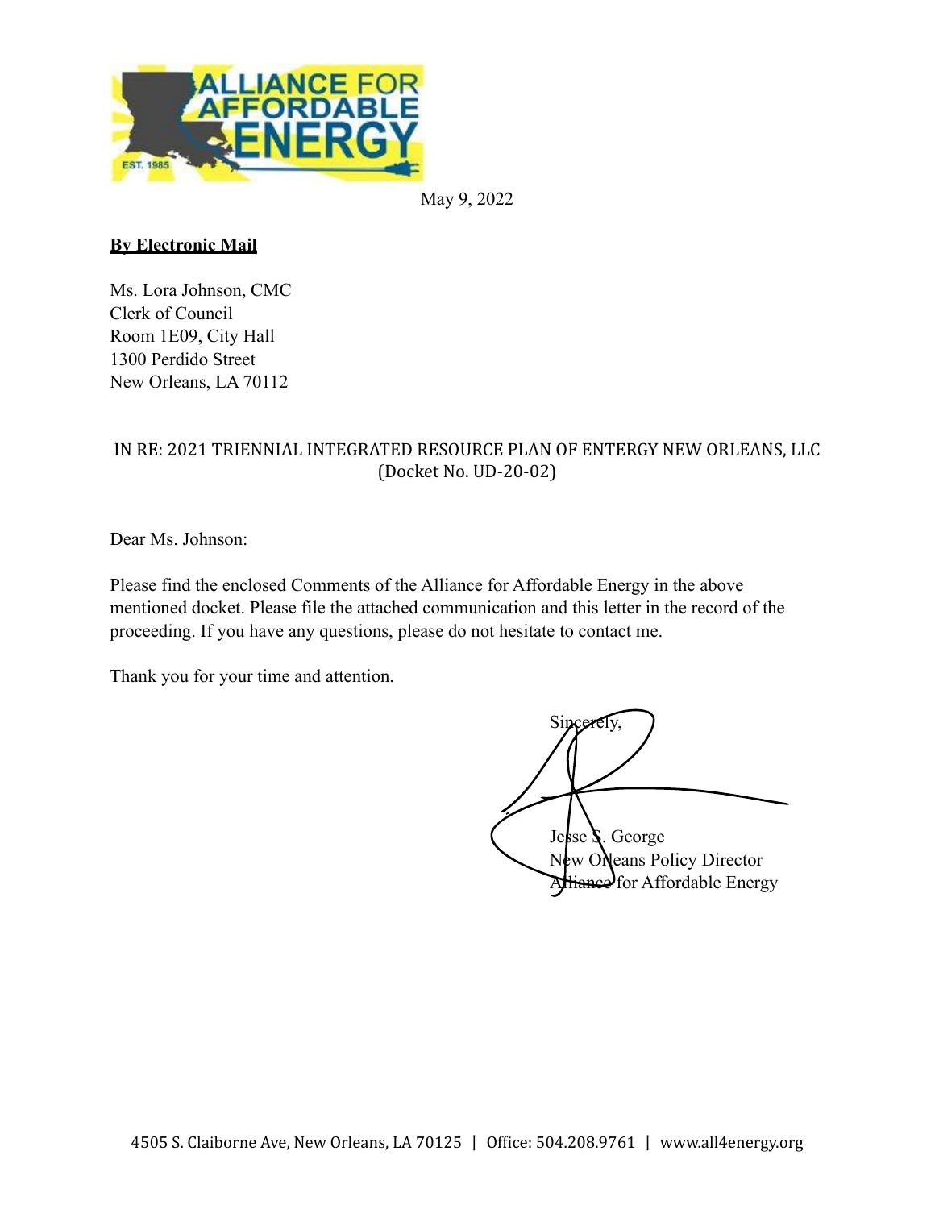ALLIANCE FOR AFFORDABLE ENERGY

EST. 1985

May 9, 2022

**By Electronic Mail**

Ms. Lora Johnson, CMC
Clerk of Council
Room 1E09, City Hall
1300 Perdido Street
New Orleans, LA 70112

IN RE: 2021 TRIENNIAL INTEGRATED RESOURCE PLAN OF ENTERGY NEW ORLEANS, LLC
(Docket No. UD-20-02)

Dear Ms. Johnson:

Please find the enclosed Comments of the Alliance for Affordable Energy in the above mentioned docket. Please file the attached communication and this letter in the record of the proceeding. If you have any questions, please do not hesitate to contact me.

Thank you for your time and attention.

Sincerely,

Jesse S. George
New Orleans Policy Director
Alliance for Affordable Energy

4505 S. Claiborne Ave, New Orleans, LA 70125 | Office: 504.208.9761 | www.all4energy.org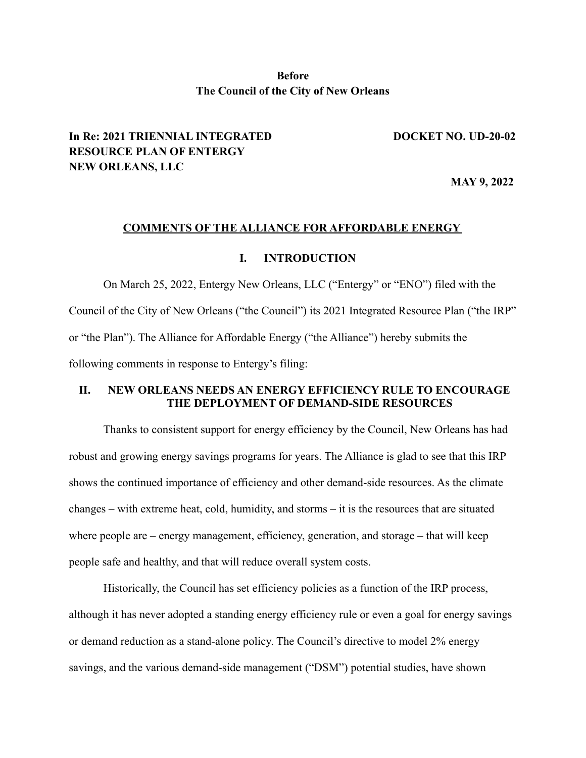**Before**
**The Council of the City of New Orleans**

**In Re: 2021 TRIENNIAL INTEGRATED RESOURCE PLAN OF ENTERGY NEW ORLEANS, LLC**

**DOCKET NO. UD-20-02**

**MAY 9, 2022**

## COMMENTS OF THE ALLIANCE FOR AFFORDABLE ENERGY

### I. INTRODUCTION

On March 25, 2022, Entergy New Orleans, LLC ("Entergy" or "ENO") filed with the Council of the City of New Orleans ("the Council") its 2021 Integrated Resource Plan ("the IRP" or "the Plan"). The Alliance for Affordable Energy ("the Alliance") hereby submits the following comments in response to Entergy's filing:

### II. NEW ORLEANS NEEDS AN ENERGY EFFICIENCY RULE TO ENCOURAGE THE DEPLOYMENT OF DEMAND-SIDE RESOURCES

Thanks to consistent support for energy efficiency by the Council, New Orleans has had robust and growing energy savings programs for years. The Alliance is glad to see that this IRP shows the continued importance of efficiency and other demand-side resources. As the climate changes – with extreme heat, cold, humidity, and storms – it is the resources that are situated where people are – energy management, efficiency, generation, and storage – that will keep people safe and healthy, and that will reduce overall system costs.

Historically, the Council has set efficiency policies as a function of the IRP process, although it has never adopted a standing energy efficiency rule or even a goal for energy savings or demand reduction as a stand-alone policy. The Council's directive to model 2% energy savings, and the various demand-side management ("DSM") potential studies, have shown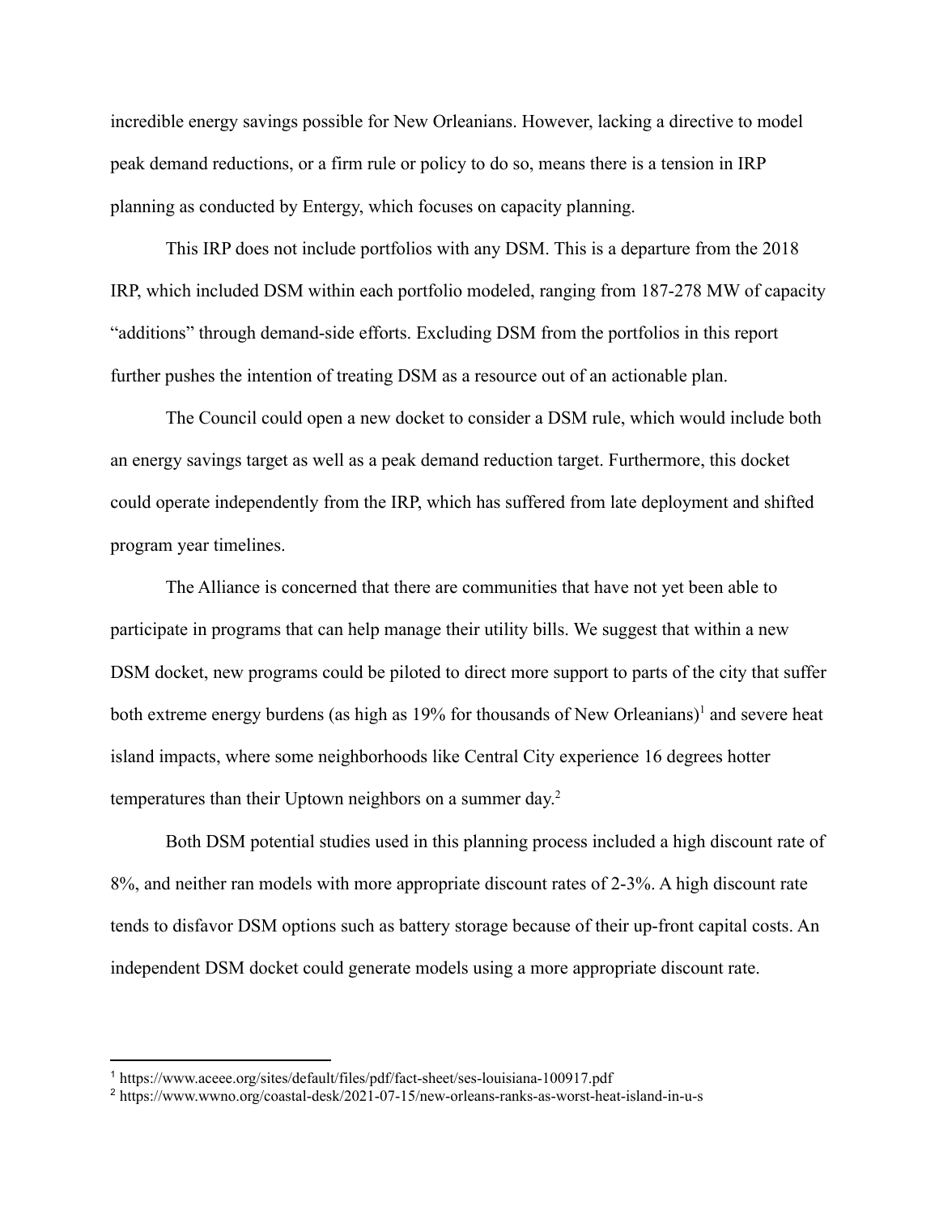incredible energy savings possible for New Orleanians. However, lacking a directive to model peak demand reductions, or a firm rule or policy to do so, means there is a tension in IRP planning as conducted by Entergy, which focuses on capacity planning.

This IRP does not include portfolios with any DSM. This is a departure from the 2018 IRP, which included DSM within each portfolio modeled, ranging from 187-278 MW of capacity "additions" through demand-side efforts. Excluding DSM from the portfolios in this report further pushes the intention of treating DSM as a resource out of an actionable plan.

The Council could open a new docket to consider a DSM rule, which would include both an energy savings target as well as a peak demand reduction target. Furthermore, this docket could operate independently from the IRP, which has suffered from late deployment and shifted program year timelines.

The Alliance is concerned that there are communities that have not yet been able to participate in programs that can help manage their utility bills. We suggest that within a new DSM docket, new programs could be piloted to direct more support to parts of the city that suffer both extreme energy burdens (as high as 19% for thousands of New Orleanians)[1] and severe heat island impacts, where some neighborhoods like Central City experience 16 degrees hotter temperatures than their Uptown neighbors on a summer day.[2]

Both DSM potential studies used in this planning process included a high discount rate of 8%, and neither ran models with more appropriate discount rates of 2-3%. A high discount rate tends to disfavor DSM options such as battery storage because of their up-front capital costs. An independent DSM docket could generate models using a more appropriate discount rate.

---

[1] https://www.aceee.org/sites/default/files/pdf/fact-sheet/ses-louisiana-100917.pdf

[2] https://www.wwno.org/coastal-desk/2021-07-15/new-orleans-ranks-as-worst-heat-island-in-u-s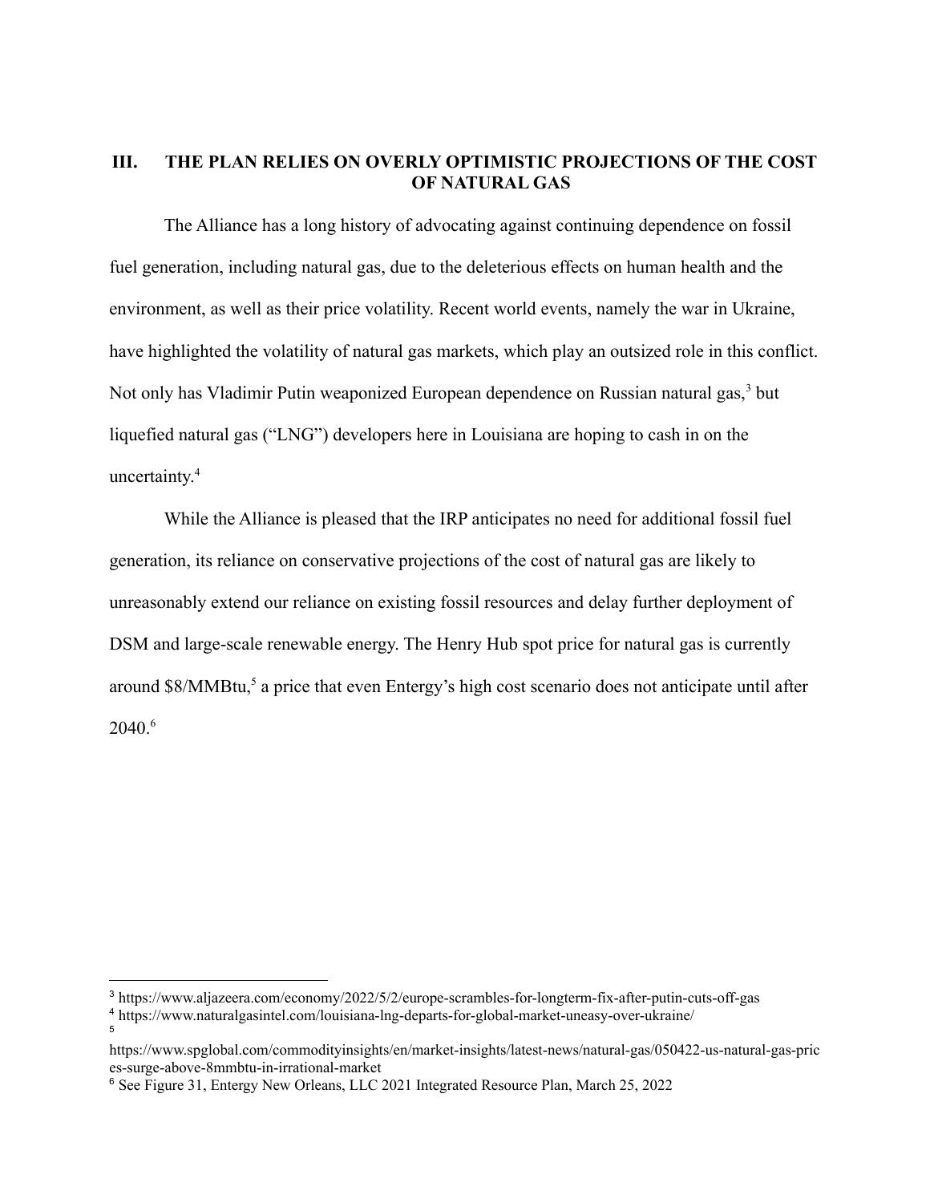## III. THE PLAN RELIES ON OVERLY OPTIMISTIC PROJECTIONS OF THE COST OF NATURAL GAS

The Alliance has a long history of advocating against continuing dependence on fossil fuel generation, including natural gas, due to the deleterious effects on human health and the environment, as well as their price volatility. Recent world events, namely the war in Ukraine, have highlighted the volatility of natural gas markets, which play an outsized role in this conflict. Not only has Vladimir Putin weaponized European dependence on Russian natural gas,[3] but liquefied natural gas ("LNG") developers here in Louisiana are hoping to cash in on the uncertainty.[4]

While the Alliance is pleased that the IRP anticipates no need for additional fossil fuel generation, its reliance on conservative projections of the cost of natural gas are likely to unreasonably extend our reliance on existing fossil resources and delay further deployment of DSM and large-scale renewable energy. The Henry Hub spot price for natural gas is currently around \$8/MMBtu,[5] a price that even Entergy's high cost scenario does not anticipate until after 2040.[6]

---

[3] https://www.aljazeera.com/economy/2022/5/2/europe-scrambles-for-longterm-fix-after-putin-cuts-off-gas

[4] https://www.naturalgasintel.com/louisiana-lng-departs-for-global-market-uneasy-over-ukraine/

[5] https://www.spglobal.com/commodityinsights/en/market-insights/latest-news/natural-gas/050422-us-natural-gas-prices-surge-above-8mmbtu-in-irrational-market

[6] See Figure 31, Entergy New Orleans, LLC 2021 Integrated Resource Plan, March 25, 2022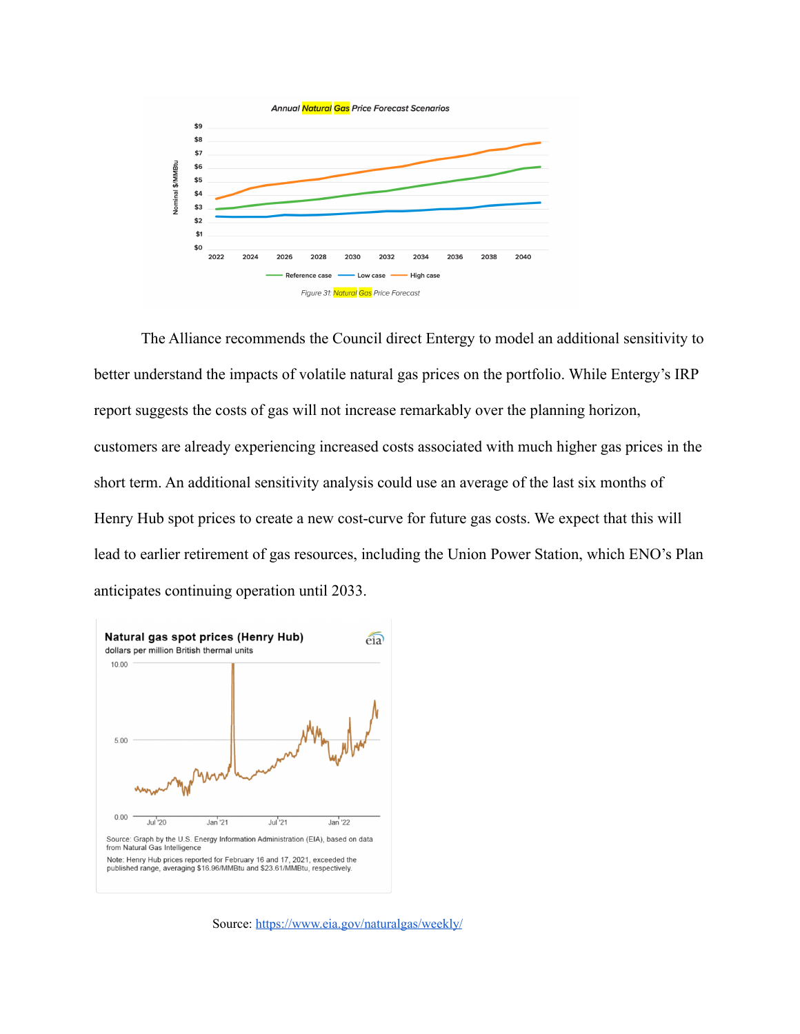Annual Natural Gas Price Forecast Scenarios

Figure 31: Natural Gas Price Forecast

The Alliance recommends the Council direct Entergy to model an additional sensitivity to better understand the impacts of volatile natural gas prices on the portfolio. While Entergy's IRP report suggests the costs of gas will not increase remarkably over the planning horizon, customers are already experiencing increased costs associated with much higher gas prices in the short term. An additional sensitivity analysis could use an average of the last six months of Henry Hub spot prices to create a new cost-curve for future gas costs. We expect that this will lead to earlier retirement of gas resources, including the Union Power Station, which ENO's Plan anticipates continuing operation until 2033.

Natural gas spot prices (Henry Hub)

dollars per million British thermal units

Source: Graph by the U.S. Energy Information Administration (EIA), based on data from Natural Gas Intelligence

Note: Henry Hub prices reported for February 16 and 17, 2021, exceeded the published range, averaging $16.96/MMBtu and $23.61/MMBtu, respectively.

Source: https://www.eia.gov/naturalgas/weekly/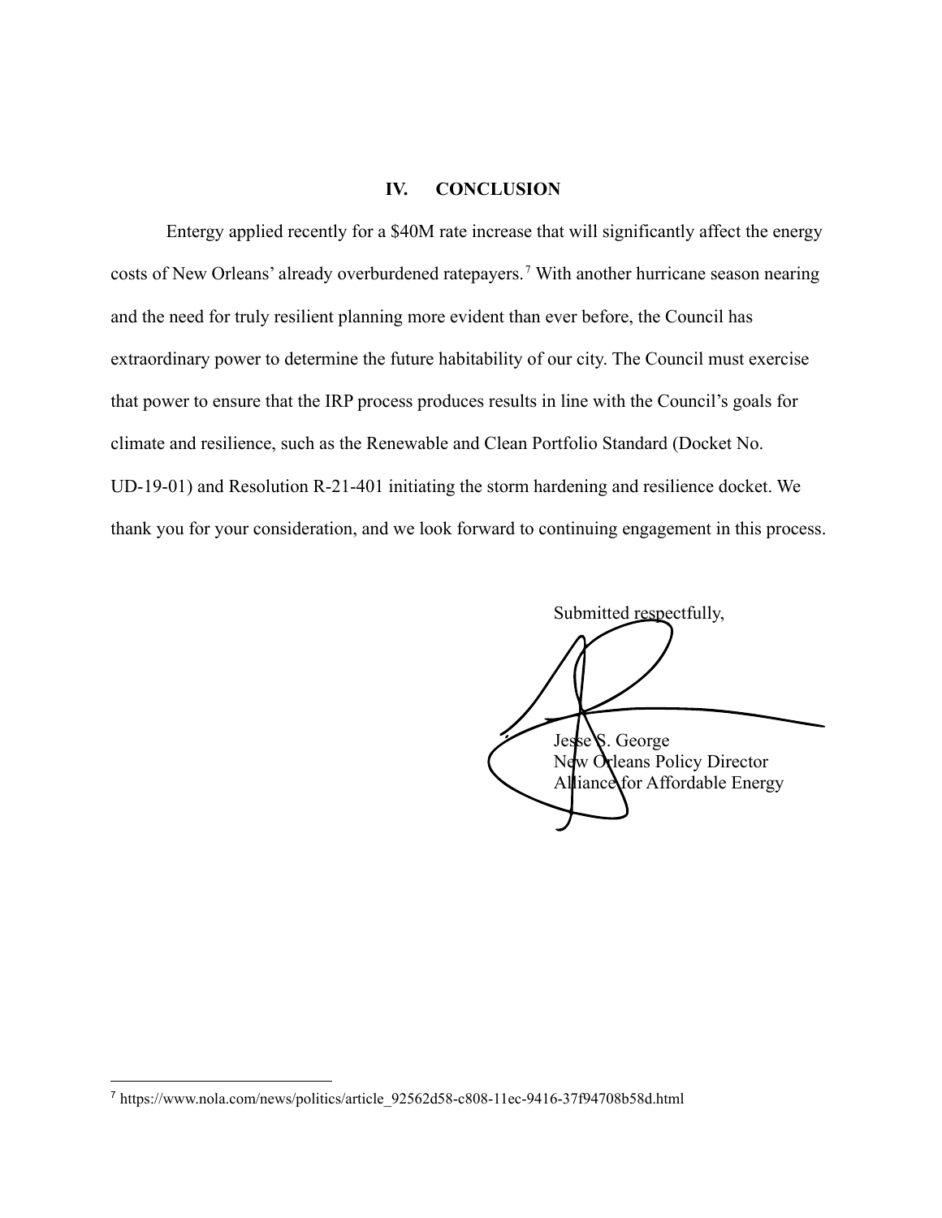## IV. CONCLUSION

Entergy applied recently for a $40M rate increase that will significantly affect the energy costs of New Orleans' already overburdened ratepayers.[7] With another hurricane season nearing and the need for truly resilient planning more evident than ever before, the Council has extraordinary power to determine the future habitability of our city. The Council must exercise that power to ensure that the IRP process produces results in line with the Council's goals for climate and resilience, such as the Renewable and Clean Portfolio Standard (Docket No. UD-19-01) and Resolution R-21-401 initiating the storm hardening and resilience docket. We thank you for your consideration, and we look forward to continuing engagement in this process.

Submitted respectfully,

Jesse S. George
New Orleans Policy Director
Alliance for Affordable Energy

---

[7] https://www.nola.com/news/politics/article_92562d58-c808-11ec-9416-37f94708b58d.html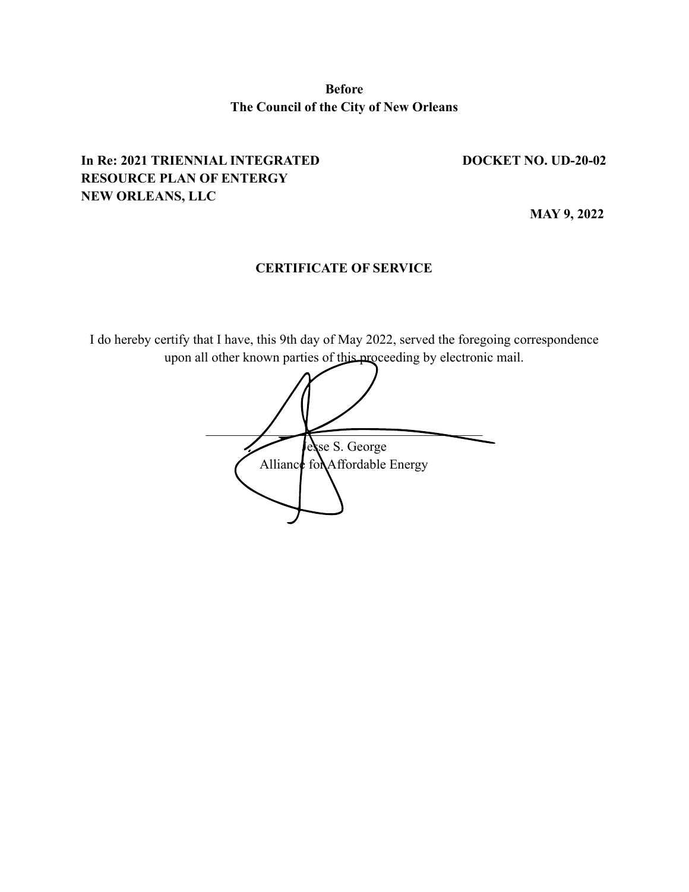**Before**
**The Council of the City of New Orleans**

**In Re: 2021 TRIENNIAL INTEGRATED RESOURCE PLAN OF ENTERGY NEW ORLEANS, LLC**

**DOCKET NO. UD-20-02**

**MAY 9, 2022**

## CERTIFICATE OF SERVICE

I do hereby certify that I have, this 9th day of May 2022, served the foregoing correspondence upon all other known parties of this proceeding by electronic mail.

\_\_\_\_\_\_\_\_\_\_\_\_\_\_\_\_\_\_\_\_\_\_\_\_\_\_\_\_\_\_\_\_\_\_\_\_

Jesse S. George
Alliance for Affordable Energy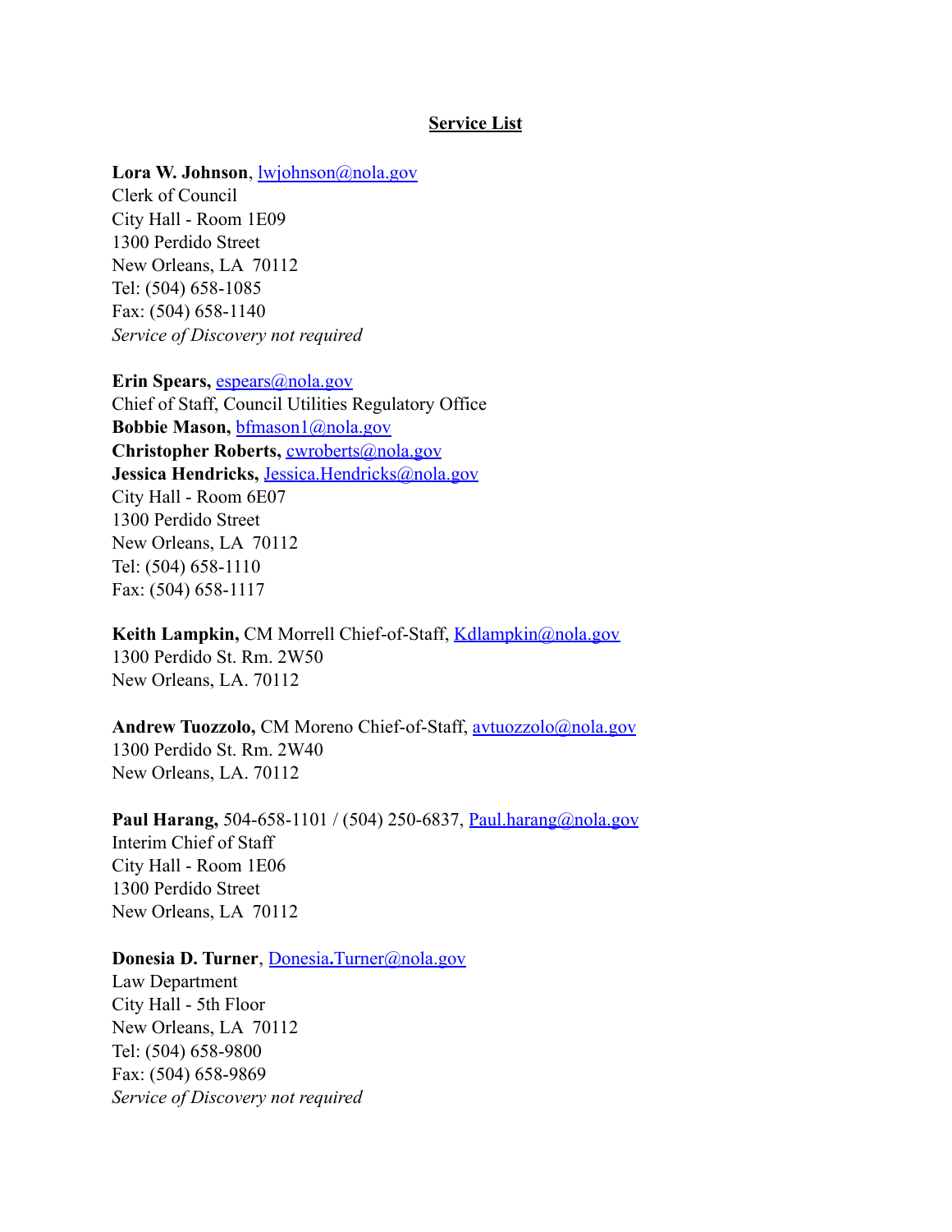## **Service List**

**Lora W. Johnson**, lwjohnson@nola.gov
Clerk of Council
City Hall - Room 1E09
1300 Perdido Street
New Orleans, LA 70112
Tel: (504) 658-1085
Fax: (504) 658-1140
*Service of Discovery not required*

**Erin Spears,** espears@nola.gov
Chief of Staff, Council Utilities Regulatory Office
**Bobbie Mason,** bfmason1@nola.gov
**Christopher Roberts,** cwroberts@nola.gov
**Jessica Hendricks,** Jessica.Hendricks@nola.gov
City Hall - Room 6E07
1300 Perdido Street
New Orleans, LA 70112
Tel: (504) 658-1110
Fax: (504) 658-1117

**Keith Lampkin,** CM Morrell Chief-of-Staff, Kdlampkin@nola.gov
1300 Perdido St. Rm. 2W50
New Orleans, LA. 70112

**Andrew Tuozzolo,** CM Moreno Chief-of-Staff, avtuozzolo@nola.gov
1300 Perdido St. Rm. 2W40
New Orleans, LA. 70112

**Paul Harang,** 504-658-1101 / (504) 250-6837, Paul.harang@nola.gov
Interim Chief of Staff
City Hall - Room 1E06
1300 Perdido Street
New Orleans, LA 70112

**Donesia D. Turner**, Donesia.Turner@nola.gov
Law Department
City Hall - 5th Floor
New Orleans, LA 70112
Tel: (504) 658-9800
Fax: (504) 658-9869
*Service of Discovery not required*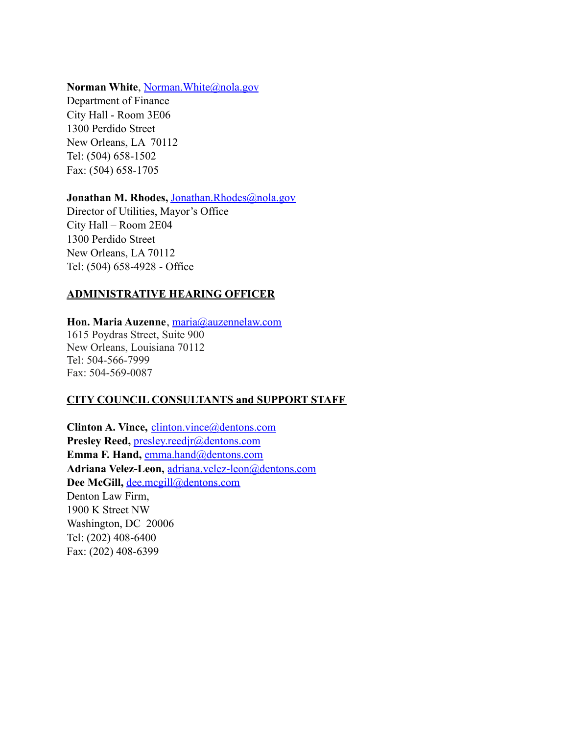**Norman White**, Norman.White@nola.gov
Department of Finance
City Hall - Room 3E06
1300 Perdido Street
New Orleans, LA  70112
Tel: (504) 658-1502
Fax: (504) 658-1705

**Jonathan M. Rhodes,** Jonathan.Rhodes@nola.gov
Director of Utilities, Mayor's Office
City Hall – Room 2E04
1300 Perdido Street
New Orleans, LA 70112
Tel: (504) 658-4928 - Office

## ADMINISTRATIVE HEARING OFFICER

**Hon. Maria Auzenne**, maria@auzennelaw.com
1615 Poydras Street, Suite 900
New Orleans, Louisiana 70112
Tel: 504-566-7999
Fax: 504-569-0087

## CITY COUNCIL CONSULTANTS and SUPPORT STAFF

**Clinton A. Vince,** clinton.vince@dentons.com
**Presley Reed,** presley.reedjr@dentons.com
**Emma F. Hand,** emma.hand@dentons.com
**Adriana Velez-Leon,** adriana.velez-leon@dentons.com
**Dee McGill,** dee.mcgill@dentons.com
Denton Law Firm,
1900 K Street NW
Washington, DC  20006
Tel: (202) 408-6400
Fax: (202) 408-6399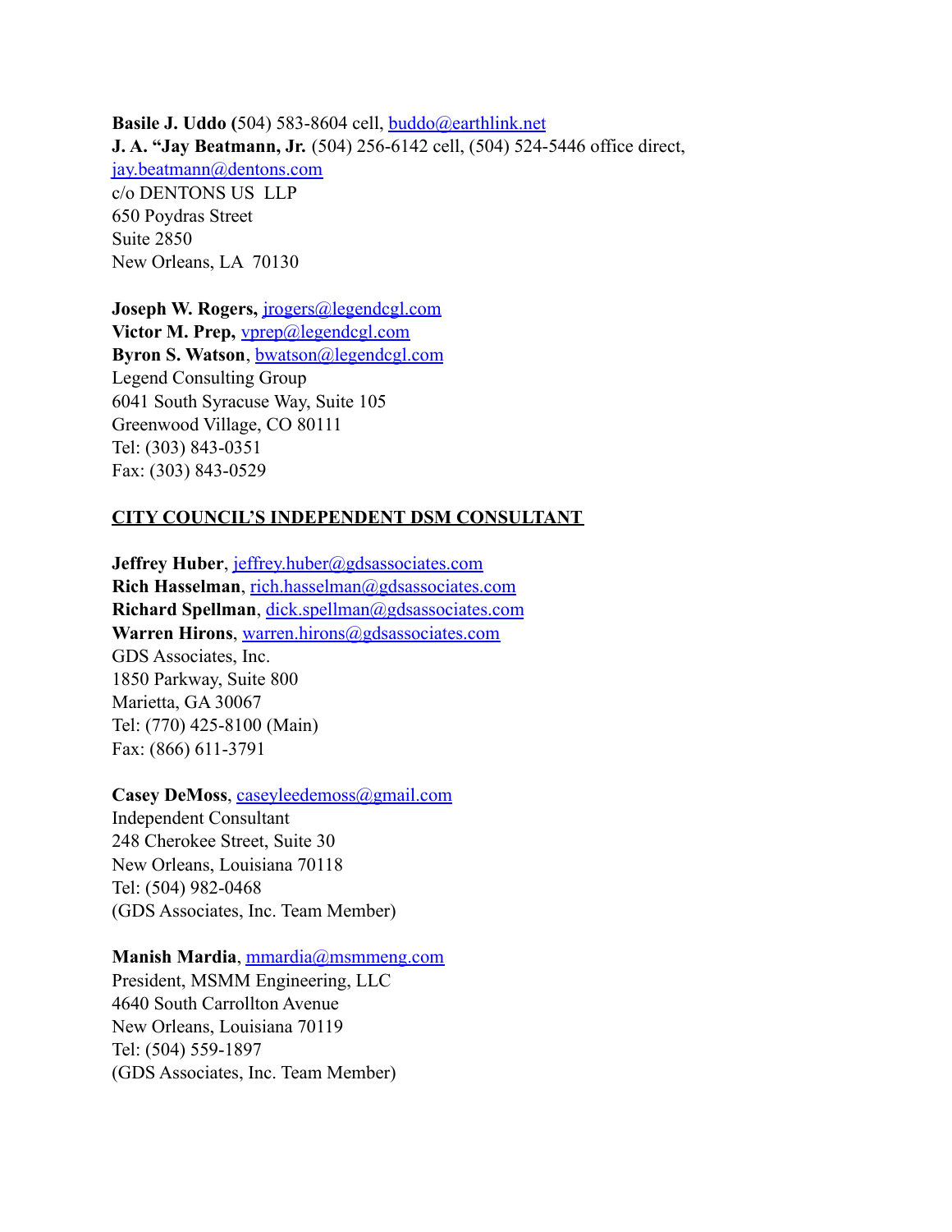**Basile J. Uddo (**504) 583-8604 cell, buddo@earthlink.net
**J. A. "Jay Beatmann, Jr.** (504) 256-6142 cell, (504) 524-5446 office direct, jay.beatmann@dentons.com
c/o DENTONS US LLP
650 Poydras Street
Suite 2850
New Orleans, LA 70130

**Joseph W. Rogers,** jrogers@legendcgl.com
**Victor M. Prep,** vprep@legendcgl.com
**Byron S. Watson**, bwatson@legendcgl.com
Legend Consulting Group
6041 South Syracuse Way, Suite 105
Greenwood Village, CO 80111
Tel: (303) 843-0351
Fax: (303) 843-0529

**CITY COUNCIL'S INDEPENDENT DSM CONSULTANT**

**Jeffrey Huber**, jeffrey.huber@gdsassociates.com
**Rich Hasselman**, rich.hasselman@gdsassociates.com
**Richard Spellman**, dick.spellman@gdsassociates.com
**Warren Hirons**, warren.hirons@gdsassociates.com
GDS Associates, Inc.
1850 Parkway, Suite 800
Marietta, GA 30067
Tel: (770) 425-8100 (Main)
Fax: (866) 611-3791

**Casey DeMoss**, caseyleedemoss@gmail.com
Independent Consultant
248 Cherokee Street, Suite 30
New Orleans, Louisiana 70118
Tel: (504) 982-0468
(GDS Associates, Inc. Team Member)

**Manish Mardia**, mmardia@msmmeng.com
President, MSMM Engineering, LLC
4640 South Carrollton Avenue
New Orleans, Louisiana 70119
Tel: (504) 559-1897
(GDS Associates, Inc. Team Member)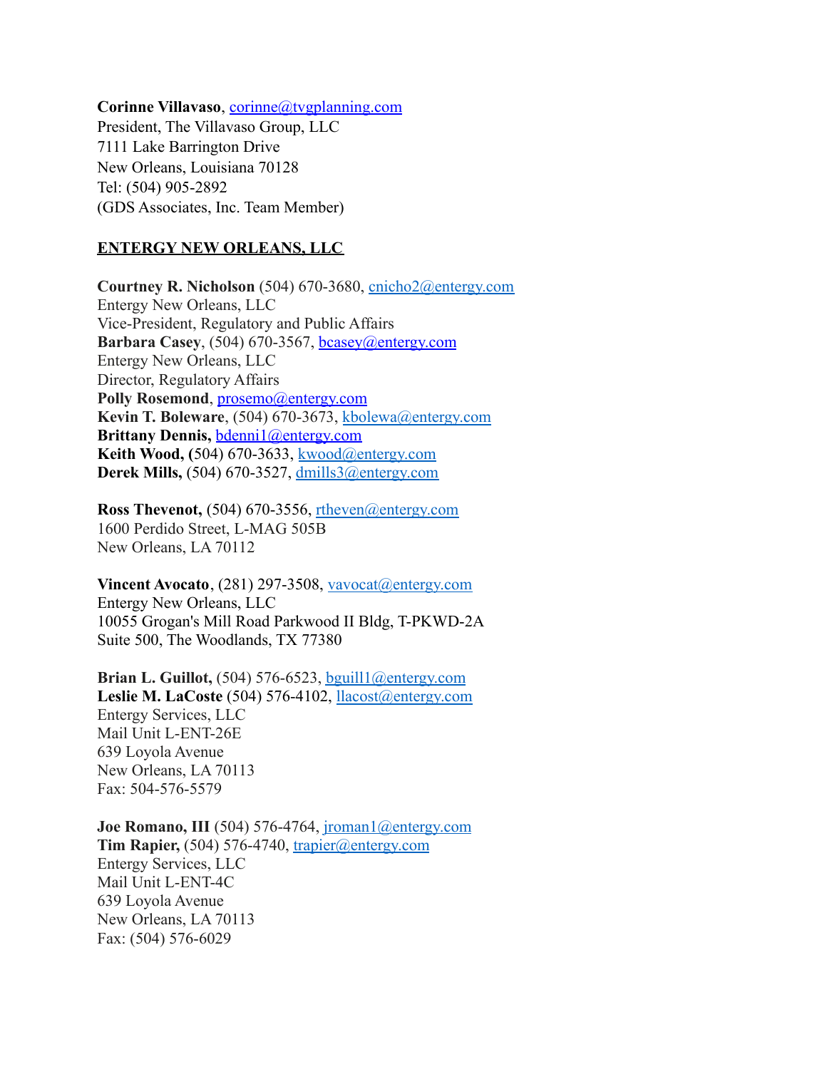**Corinne Villavaso**, corinne@tvgplanning.com
President, The Villavaso Group, LLC
7111 Lake Barrington Drive
New Orleans, Louisiana 70128
Tel: (504) 905-2892
(GDS Associates, Inc. Team Member)

**ENTERGY NEW ORLEANS, LLC**

**Courtney R. Nicholson** (504) 670-3680, cnicho2@entergy.com
Entergy New Orleans, LLC
Vice-President, Regulatory and Public Affairs
**Barbara Casey**, (504) 670-3567, bcasey@entergy.com
Entergy New Orleans, LLC
Director, Regulatory Affairs
**Polly Rosemond**, prosemo@entergy.com
**Kevin T. Boleware**, (504) 670-3673, kbolewa@entergy.com
**Brittany Dennis,** bdenni1@entergy.com
**Keith Wood, (**504) 670-3633, kwood@entergy.com
**Derek Mills,** (504) 670-3527, dmills3@entergy.com

**Ross Thevenot,** (504) 670-3556, rtheven@entergy.com
1600 Perdido Street, L-MAG 505B
New Orleans, LA 70112

**Vincent Avocato**, (281) 297-3508, vavocat@entergy.com
Entergy New Orleans, LLC
10055 Grogan's Mill Road Parkwood II Bldg, T-PKWD-2A
Suite 500, The Woodlands, TX 77380

**Brian L. Guillot,** (504) 576-6523, bguill1@entergy.com
**Leslie M. LaCoste** (504) 576-4102, llacost@entergy.com
Entergy Services, LLC
Mail Unit L-ENT-26E
639 Loyola Avenue
New Orleans, LA 70113
Fax: 504-576-5579

**Joe Romano, III** (504) 576-4764, jroman1@entergy.com
**Tim Rapier,** (504) 576-4740, trapier@entergy.com
Entergy Services, LLC
Mail Unit L-ENT-4C
639 Loyola Avenue
New Orleans, LA 70113
Fax: (504) 576-6029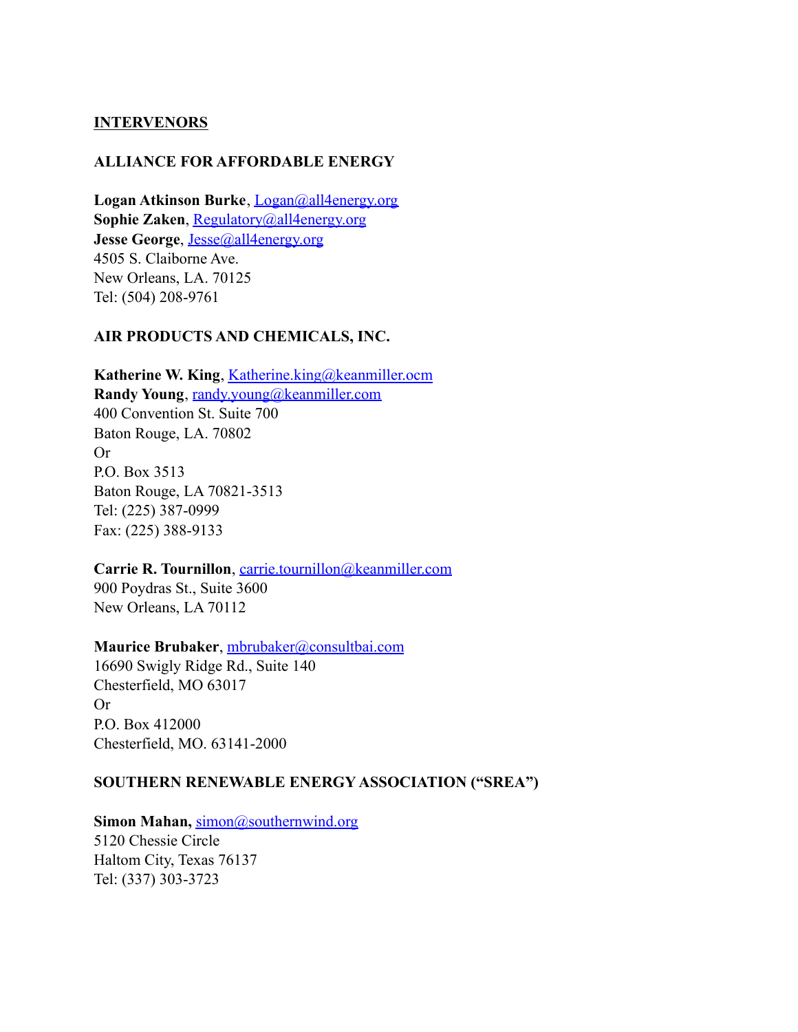**INTERVENORS**

**ALLIANCE FOR AFFORDABLE ENERGY**

**Logan Atkinson Burke**, Logan@all4energy.org
**Sophie Zaken**, Regulatory@all4energy.org
**Jesse George**, Jesse@all4energy.org
4505 S. Claiborne Ave.
New Orleans, LA. 70125
Tel: (504) 208-9761

**AIR PRODUCTS AND CHEMICALS, INC.**

**Katherine W. King**, Katherine.king@keanmiller.ocm
**Randy Young**, randy.young@keanmiller.com
400 Convention St. Suite 700
Baton Rouge, LA. 70802
Or
P.O. Box 3513
Baton Rouge, LA 70821-3513
Tel: (225) 387-0999
Fax: (225) 388-9133

**Carrie R. Tournillon**, carrie.tournillon@keanmiller.com
900 Poydras St., Suite 3600
New Orleans, LA 70112

**Maurice Brubaker**, mbrubaker@consultbai.com
16690 Swigly Ridge Rd., Suite 140
Chesterfield, MO 63017
Or
P.O. Box 412000
Chesterfield, MO. 63141-2000

**SOUTHERN RENEWABLE ENERGY ASSOCIATION ("SREA")**

**Simon Mahan,** simon@southernwind.org
5120 Chessie Circle
Haltom City, Texas 76137
Tel: (337) 303-3723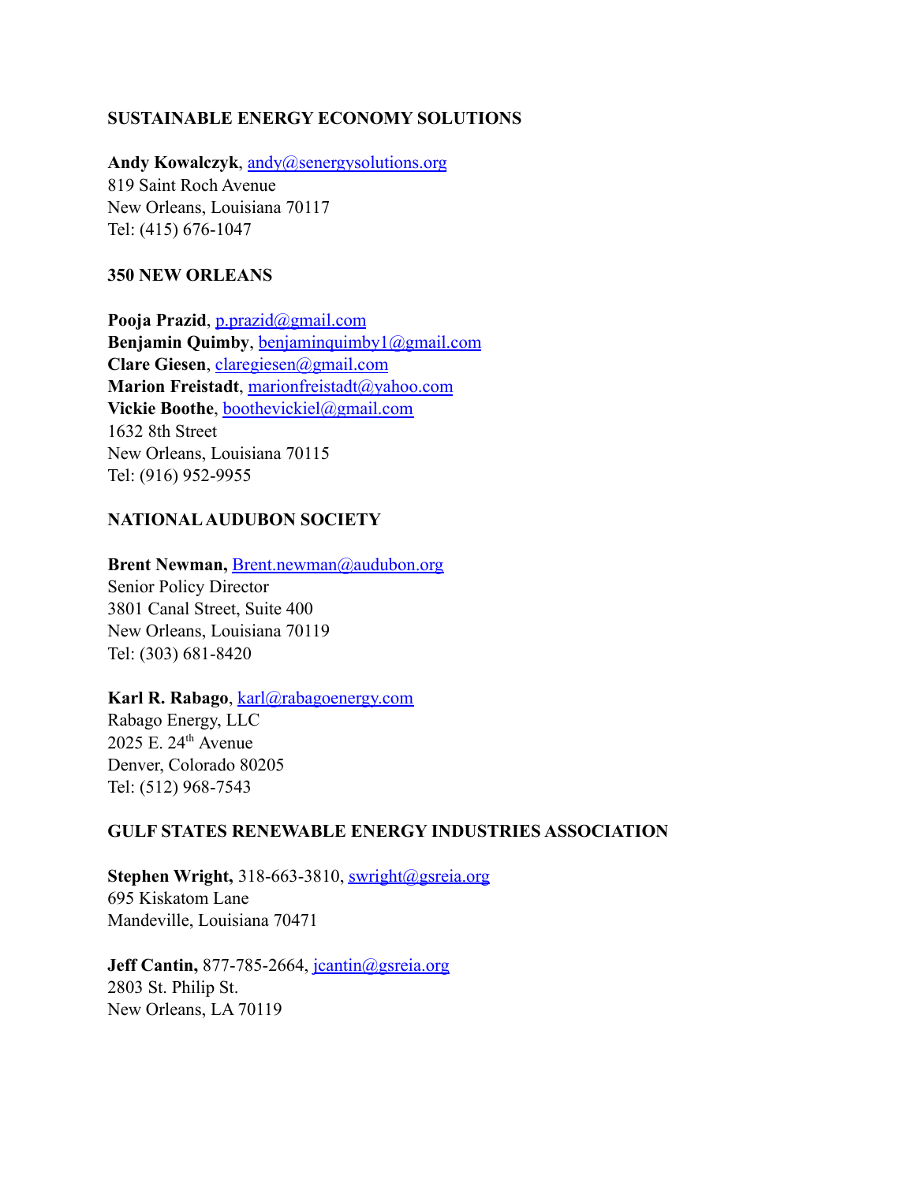**SUSTAINABLE ENERGY ECONOMY SOLUTIONS**

**Andy Kowalczyk**, andy@senergysolutions.org
819 Saint Roch Avenue
New Orleans, Louisiana 70117
Tel: (415) 676-1047

**350 NEW ORLEANS**

**Pooja Prazid**, p.prazid@gmail.com
**Benjamin Quimby**, benjaminquimby1@gmail.com
**Clare Giesen**, claregiesen@gmail.com
**Marion Freistadt**, marionfreistadt@yahoo.com
**Vickie Boothe**, boothevickiel@gmail.com
1632 8th Street
New Orleans, Louisiana 70115
Tel: (916) 952-9955

**NATIONAL AUDUBON SOCIETY**

**Brent Newman,** Brent.newman@audubon.org
Senior Policy Director
3801 Canal Street, Suite 400
New Orleans, Louisiana 70119
Tel: (303) 681-8420

**Karl R. Rabago**, karl@rabagoenergy.com
Rabago Energy, LLC
2025 E. 24th Avenue
Denver, Colorado 80205
Tel: (512) 968-7543

**GULF STATES RENEWABLE ENERGY INDUSTRIES ASSOCIATION**

**Stephen Wright,** 318-663-3810, swright@gsreia.org
695 Kiskatom Lane
Mandeville, Louisiana 70471

**Jeff Cantin,** 877-785-2664, jcantin@gsreia.org
2803 St. Philip St.
New Orleans, LA 70119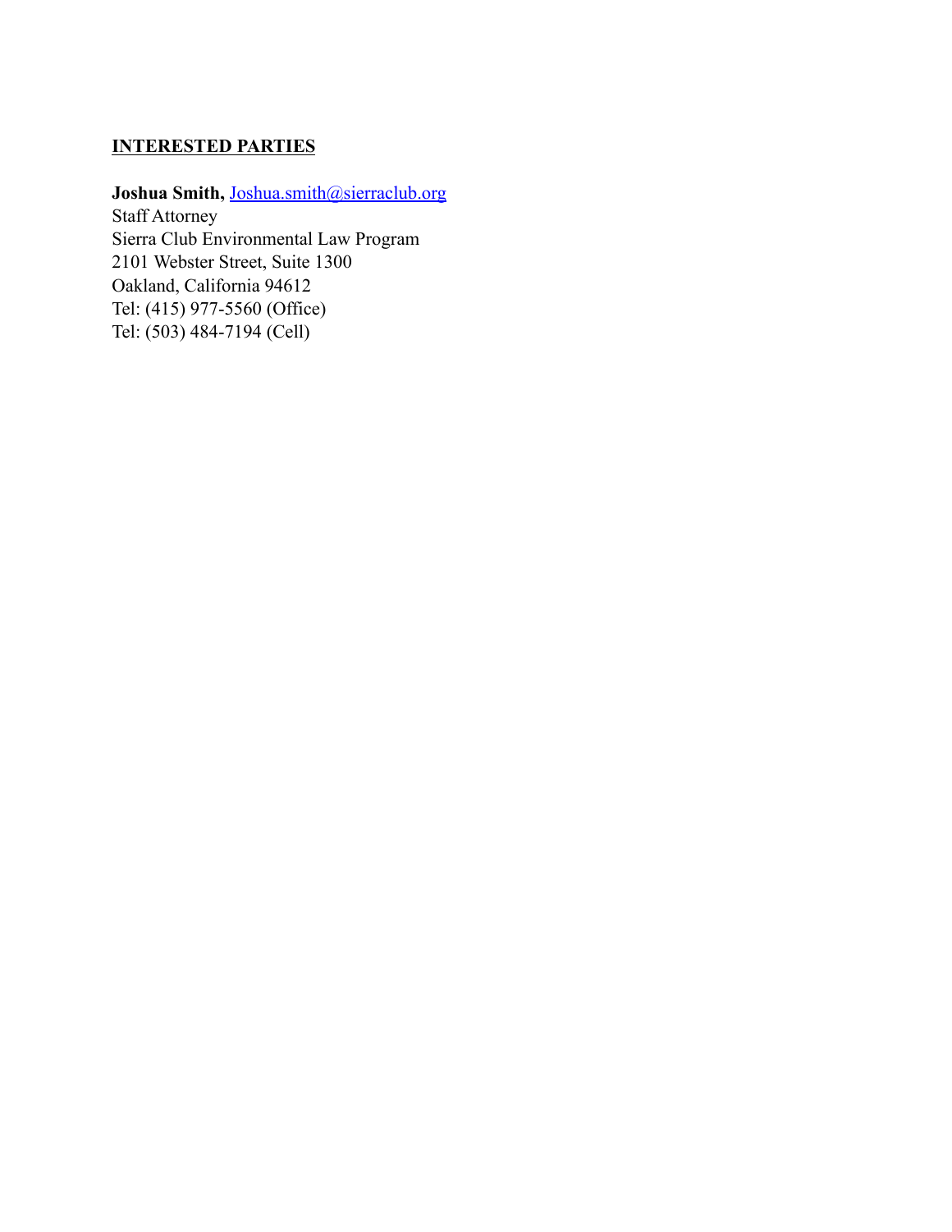**INTERESTED PARTIES**

**Joshua Smith,** Joshua.smith@sierraclub.org
Staff Attorney
Sierra Club Environmental Law Program
2101 Webster Street, Suite 1300
Oakland, California 94612
Tel: (415) 977-5560 (Office)
Tel: (503) 484-7194 (Cell)